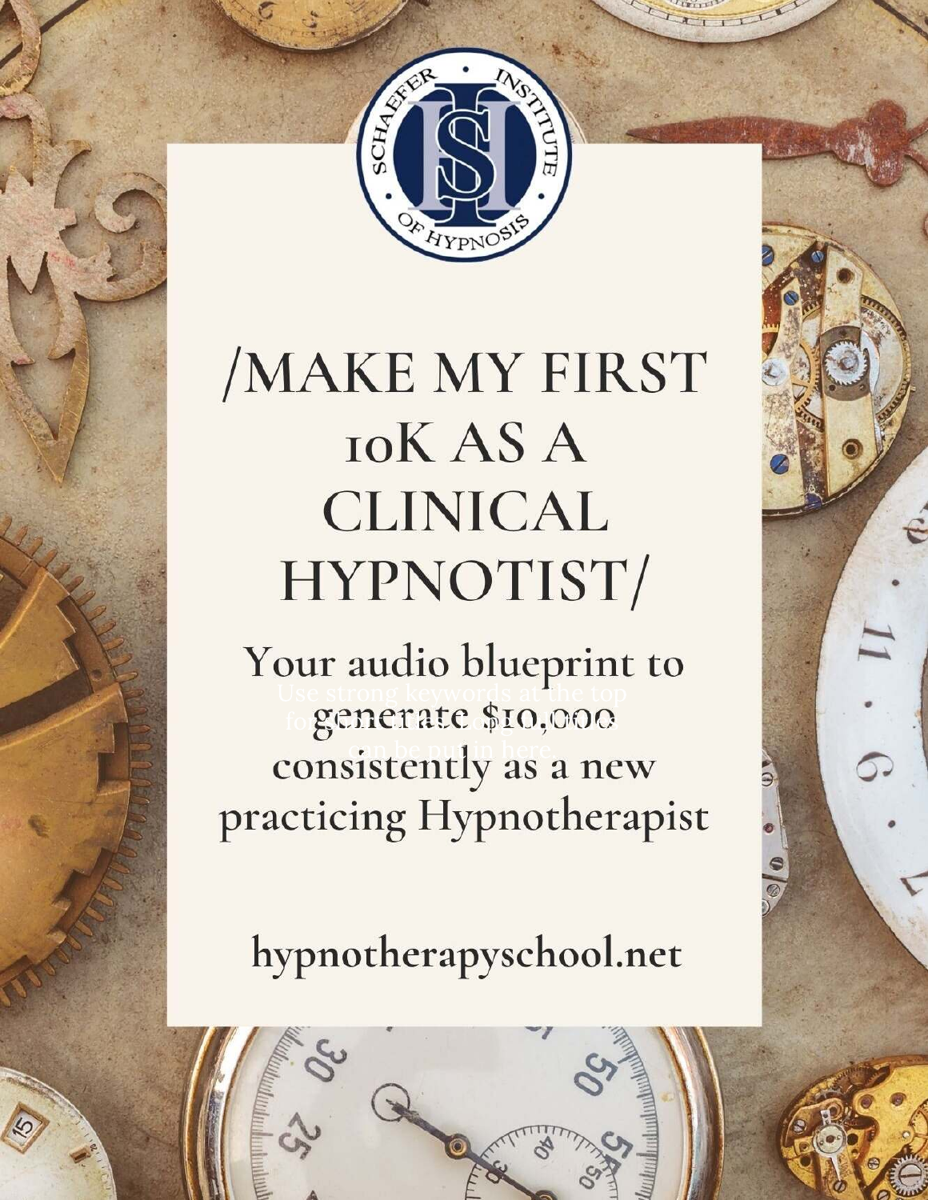SCHAEFER INSTITUTE OF HYPNOSIS

# /MAKE MY FIRST 10K AS A CLINICAL HYPNOTIST/

## Your audio blueprint to generate $10,000 consistently as a new practicing Hypnotherapist

Use strong keywords at the top for your search engine. Titles can be put in here.

hypnotherapyschool.net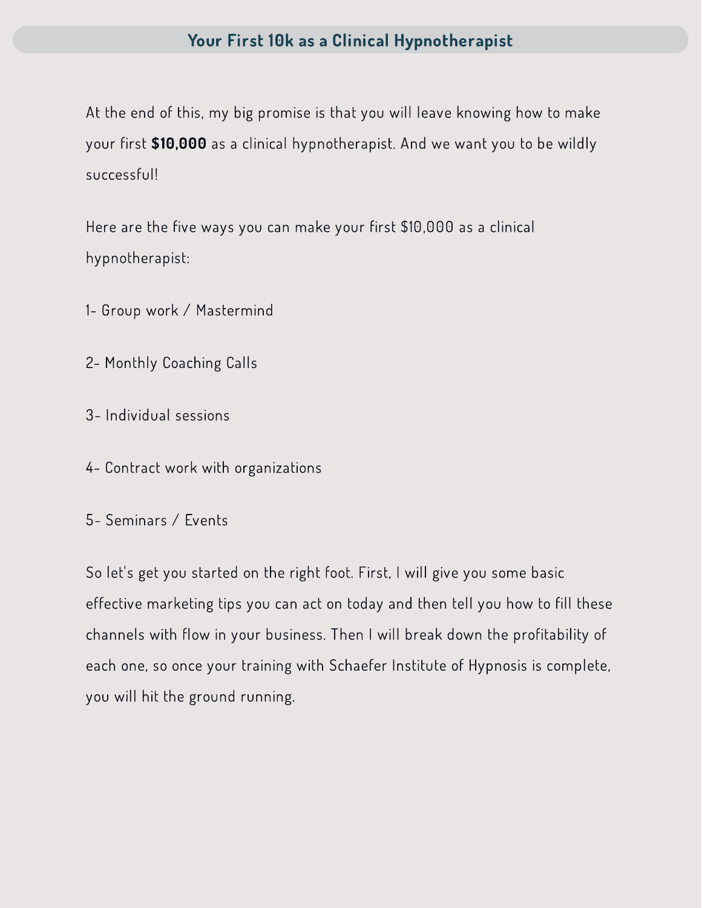## Your First 10k as a Clinical Hypnotherapist

At the end of this, my big promise is that you will leave knowing how to make your first **$10,000** as a clinical hypnotherapist. And we want you to be wildly successful!

Here are the five ways you can make your first $10,000 as a clinical hypnotherapist:

1- Group work / Mastermind

2- Monthly Coaching Calls

3- Individual sessions

4- Contract work with organizations

5- Seminars / Events

So let's get you started on the right foot. First, I will give you some basic effective marketing tips you can act on today and then tell you how to fill these channels with flow in your business. Then I will break down the profitability of each one, so once your training with Schaefer Institute of Hypnosis is complete, you will hit the ground running.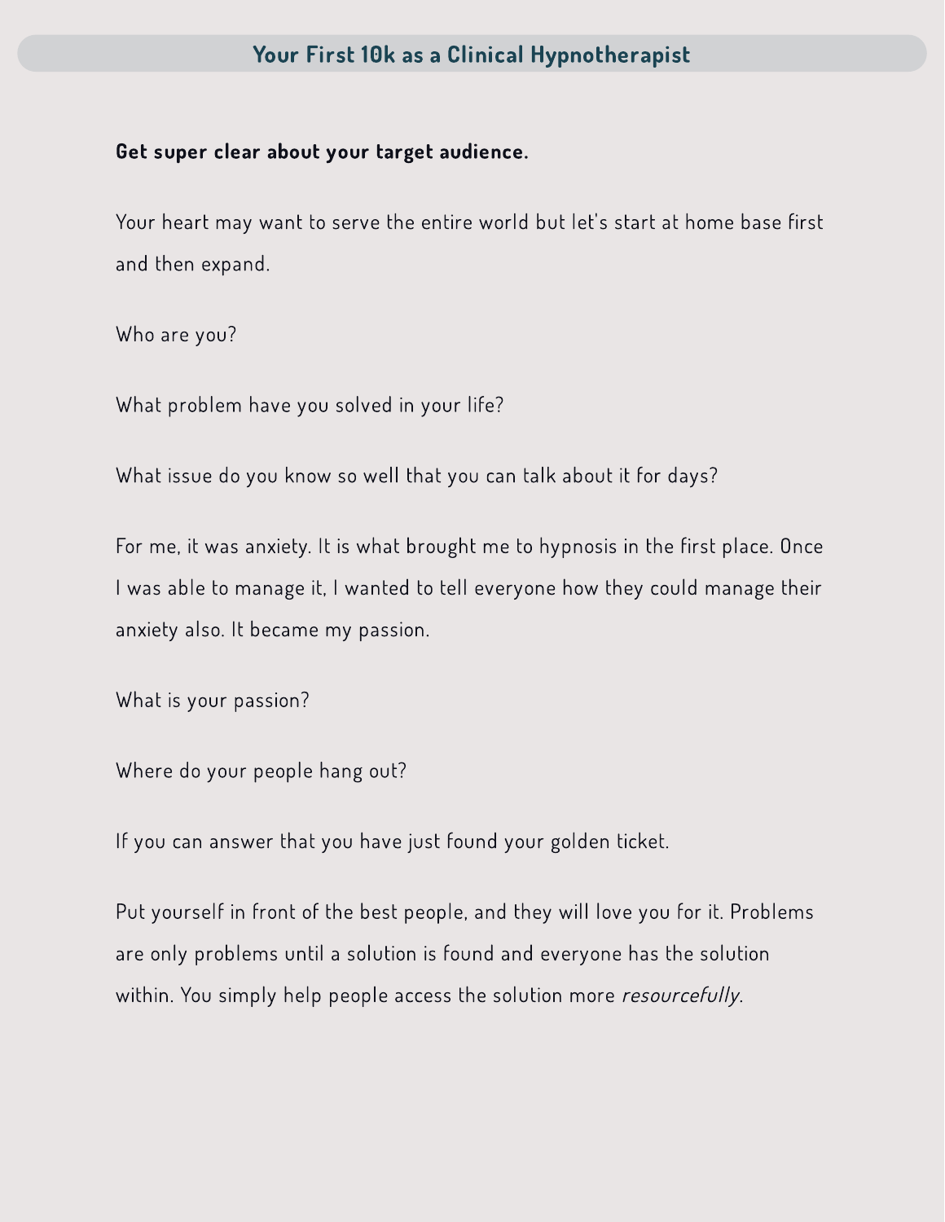**Get super clear about your target audience.**

Your heart may want to serve the entire world but let's start at home base first and then expand.

Who are you?

What problem have you solved in your life?

What issue do you know so well that you can talk about it for days?

For me, it was anxiety. It is what brought me to hypnosis in the first place. Once I was able to manage it, I wanted to tell everyone how they could manage their anxiety also. It became my passion.

What is your passion?

Where do your people hang out?

If you can answer that you have just found your golden ticket.

Put yourself in front of the best people, and they will love you for it. Problems are only problems until a solution is found and everyone has the solution within. You simply help people access the solution more *resourcefully*.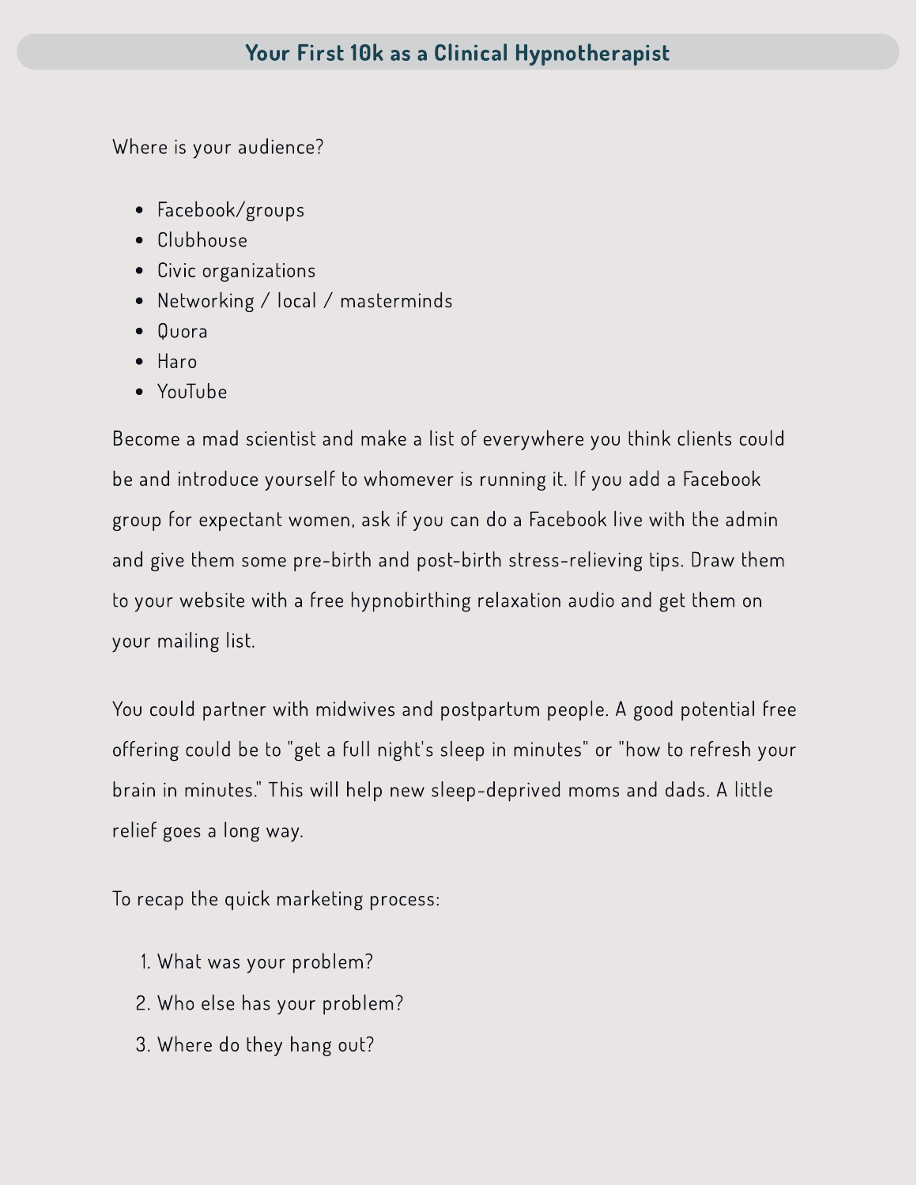Where is your audience?

- Facebook/groups
- Clubhouse
- Civic organizations
- Networking / local / masterminds
- Quora
- Haro
- YouTube

Become a mad scientist and make a list of everywhere you think clients could be and introduce yourself to whomever is running it. If you add a Facebook group for expectant women, ask if you can do a Facebook live with the admin and give them some pre-birth and post-birth stress-relieving tips. Draw them to your website with a free hypnobirthing relaxation audio and get them on your mailing list.

You could partner with midwives and postpartum people. A good potential free offering could be to "get a full night's sleep in minutes" or "how to refresh your brain in minutes." This will help new sleep-deprived moms and dads. A little relief goes a long way.

To recap the quick marketing process:

1. What was your problem?
2. Who else has your problem?
3. Where do they hang out?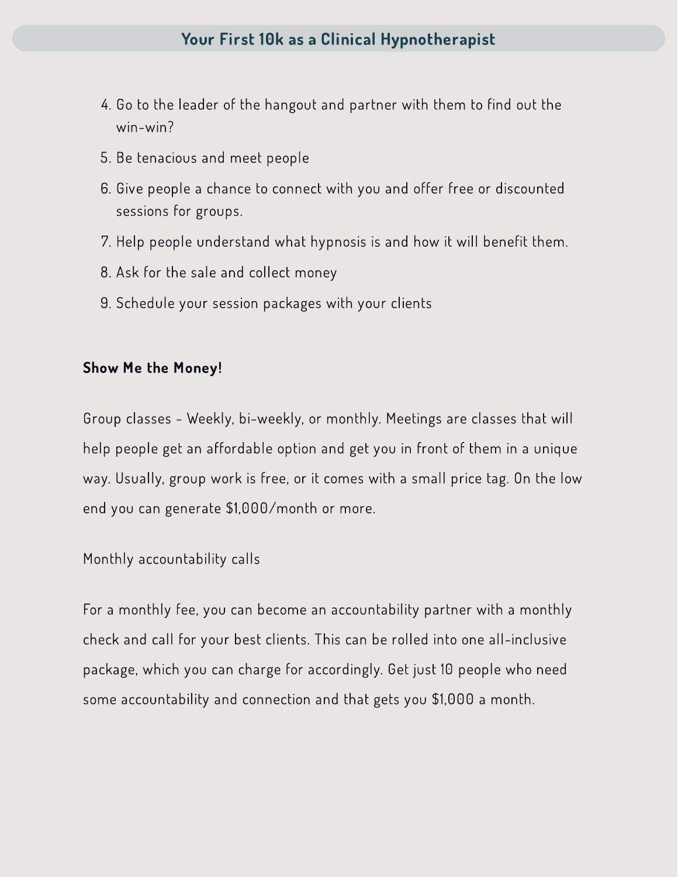4. Go to the leader of the hangout and partner with them to find out the win-win?
5. Be tenacious and meet people
6. Give people a chance to connect with you and offer free or discounted sessions for groups.
7. Help people understand what hypnosis is and how it will benefit them.
8. Ask for the sale and collect money
9. Schedule your session packages with your clients

**Show Me the Money!**

Group classes - Weekly, bi-weekly, or monthly. Meetings are classes that will help people get an affordable option and get you in front of them in a unique way. Usually, group work is free, or it comes with a small price tag. On the low end you can generate $1,000/month or more.

Monthly accountability calls

For a monthly fee, you can become an accountability partner with a monthly check and call for your best clients. This can be rolled into one all-inclusive package, which you can charge for accordingly. Get just 10 people who need some accountability and connection and that gets you $1,000 a month.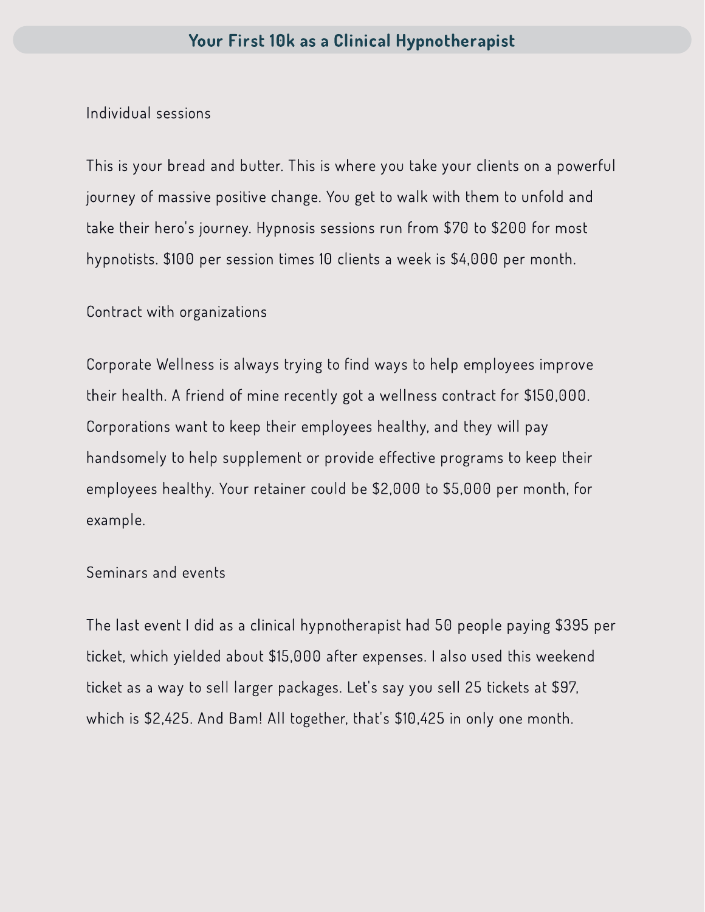## Individual sessions

This is your bread and butter. This is where you take your clients on a powerful journey of massive positive change. You get to walk with them to unfold and take their hero's journey. Hypnosis sessions run from $70 to $200 for most hypnotists. $100 per session times 10 clients a week is $4,000 per month.

## Contract with organizations

Corporate Wellness is always trying to find ways to help employees improve their health. A friend of mine recently got a wellness contract for $150,000. Corporations want to keep their employees healthy, and they will pay handsomely to help supplement or provide effective programs to keep their employees healthy. Your retainer could be $2,000 to $5,000 per month, for example.

## Seminars and events

The last event I did as a clinical hypnotherapist had 50 people paying $395 per ticket, which yielded about $15,000 after expenses. I also used this weekend ticket as a way to sell larger packages. Let's say you sell 25 tickets at $97, which is $2,425. And Bam! All together, that's $10,425 in only one month.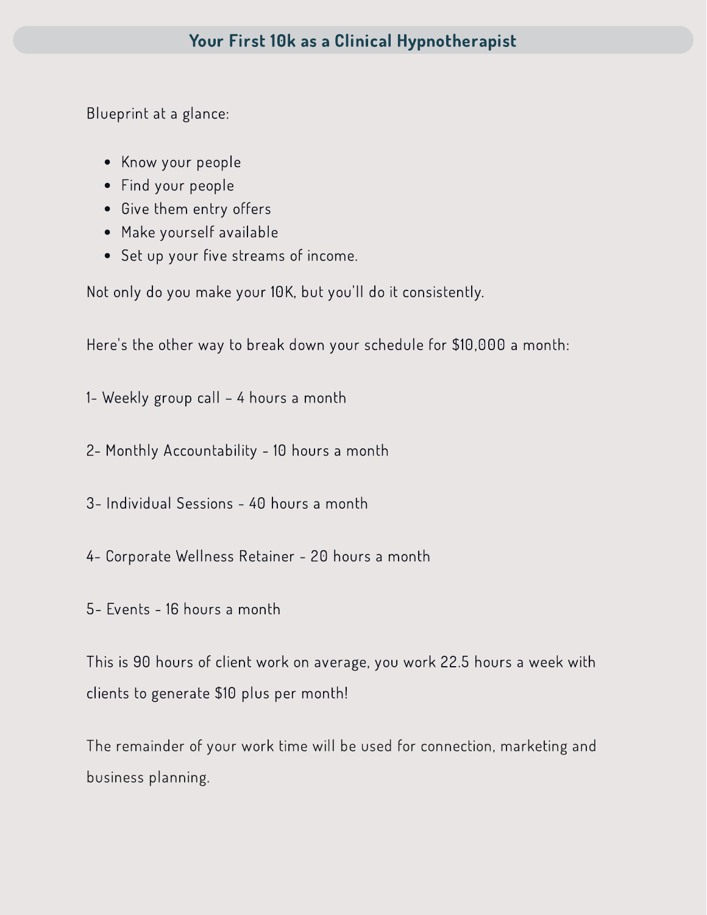## Your First 10k as a Clinical Hypnotherapist

Blueprint at a glance:

- Know your people
- Find your people
- Give them entry offers
- Make yourself available
- Set up your five streams of income.

Not only do you make your 10K, but you'll do it consistently.

Here's the other way to break down your schedule for $10,000 a month:

1- Weekly group call – 4 hours a month

2- Monthly Accountability - 10 hours a month

3- Individual Sessions - 40 hours a month

4- Corporate Wellness Retainer - 20 hours a month

5- Events - 16 hours a month

This is 90 hours of client work on average, you work 22.5 hours a week with clients to generate $10 plus per month!

The remainder of your work time will be used for connection, marketing and business planning.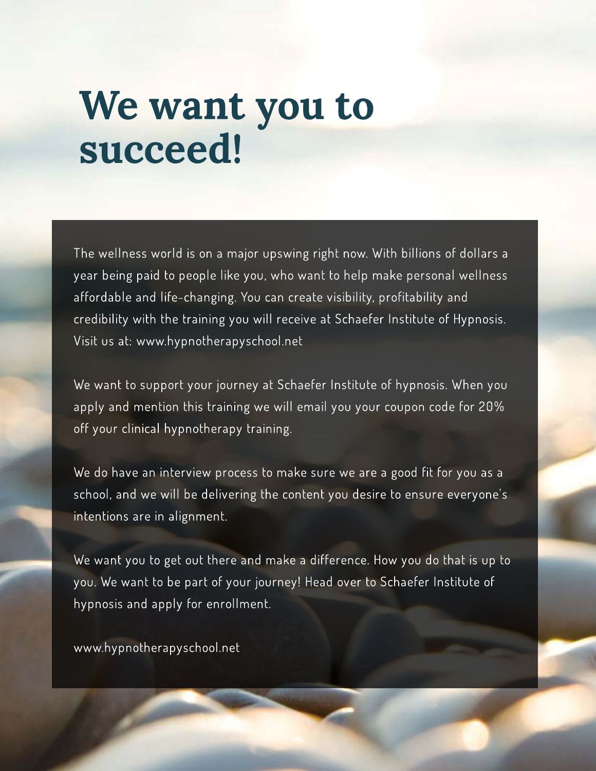# We want you to succeed!

The wellness world is on a major upswing right now. With billions of dollars a year being paid to people like you, who want to help make personal wellness affordable and life-changing. You can create visibility, profitability and credibility with the training you will receive at Schaefer Institute of Hypnosis. Visit us at: www.hypnotherapyschool.net

We want to support your journey at Schaefer Institute of hypnosis. When you apply and mention this training we will email you your coupon code for 20% off your clinical hypnotherapy training.

We do have an interview process to make sure we are a good fit for you as a school, and we will be delivering the content you desire to ensure everyone's intentions are in alignment.

We want you to get out there and make a difference. How you do that is up to you. We want to be part of your journey! Head over to Schaefer Institute of hypnosis and apply for enrollment.

www.hypnotherapyschool.net